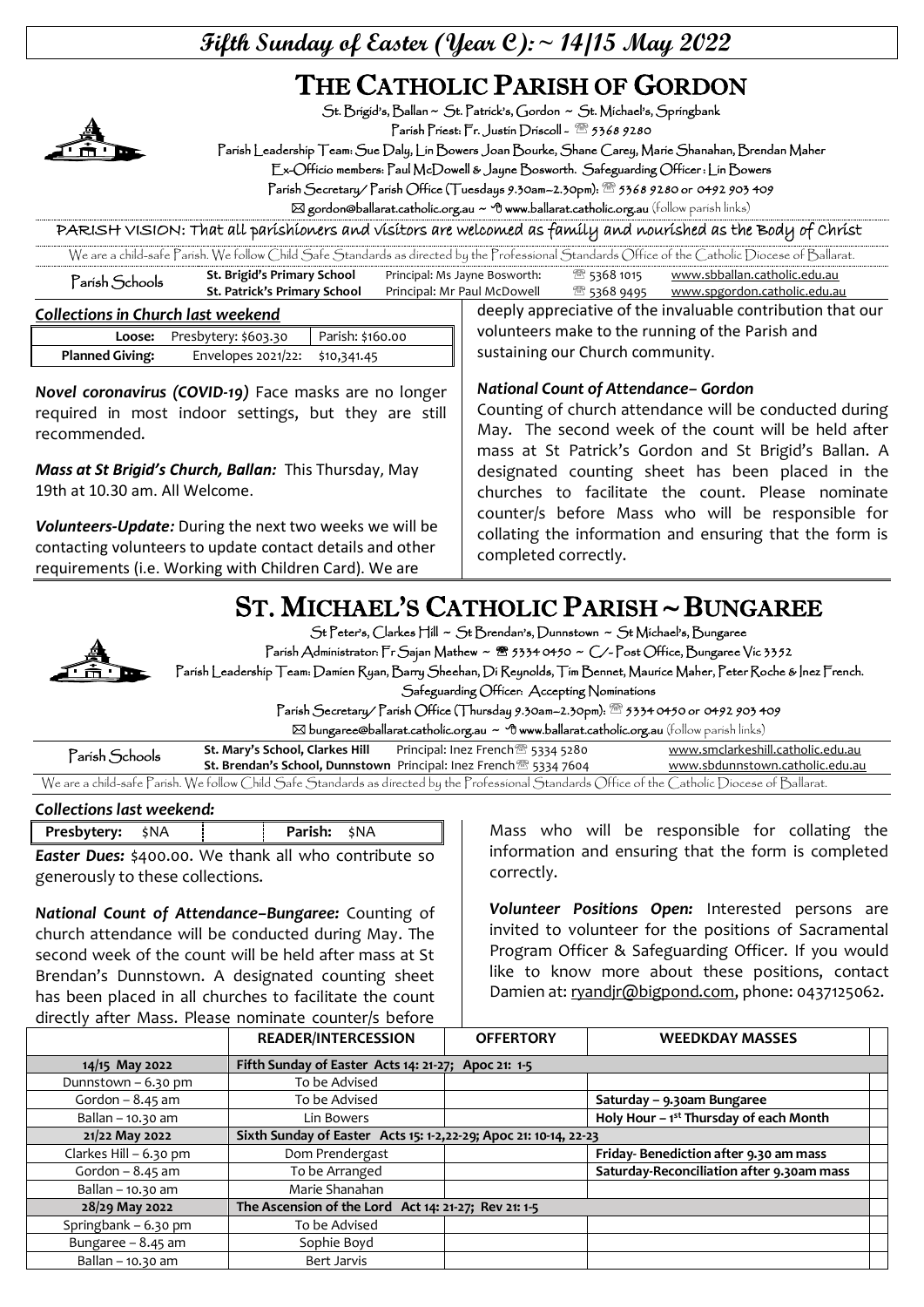# Fifth Sunday of Easter (Year C): ~ 14/15 May 2022

# THE CATHOLIC PARISH OF GORDON

St. Brigid's, Ballan ~ St. Patrick's, Gordon ~ St. Michael's, Springbank

Parish Priest: Fr. Justin Driscoll - ☏ 5368 9280

Parish Leadership Team: Sue Daly, Lin Bowers Joan Bourke, Shane Carey, Marie Shanahan, Brendan Maher

Ex-Officio members: Paul McDowell & Jayne Bosworth. Safeguarding Officer : Lin Bowers

Parish Secretary/ Parish Office (Tuesdays 9.30am–2.30pm): ☏ 5368 9280 or 0492 903 409

✉ gordon@ballarat.catholic.org.au ~ 🖰 www.ballarat.catholic.org.au (follow parish links)

PARISH VISION: That all parishioners and visitors are welcomed as family and nourished as the Body of Christ

We are a child-safe Parish. We follow Child Safe Standards as directed by the Professional Standards Office of the Catholic Diocese of Ballarat.

| Parish Schools | St. Brigid's Primary School | Principal: Ms Jayne Bosworth: | ☏ 5368 1015 | www.sbballan.catholic.edu.au |
|---|---|---|---|---|
| | St. Patrick's Primary School | Principal: Mr Paul McDowell | ☏ 5368 9495 | www.spgordon.catholic.edu.au |

***Collections in Church last weekend***

| Loose: | Presbytery: $603.30 | Parish: $160.00 |
|---|---|---|
| Planned Giving: | Envelopes 2021/22: | $10,341.45 |

***Novel coronavirus (COVID-19)*** Face masks are no longer required in most indoor settings, but they are still recommended.

***Mass at St Brigid's Church, Ballan:*** This Thursday, May 19th at 10.30 am. All Welcome.

***Volunteers-Update:*** During the next two weeks we will be contacting volunteers to update contact details and other requirements (i.e. Working with Children Card). We are deeply appreciative of the invaluable contribution that our volunteers make to the running of the Parish and sustaining our Church community.

***National Count of Attendance– Gordon***

Counting of church attendance will be conducted during May. The second week of the count will be held after mass at St Patrick's Gordon and St Brigid's Ballan. A designated counting sheet has been placed in the churches to facilitate the count. Please nominate counter/s before Mass who will be responsible for collating the information and ensuring that the form is completed correctly.

# ST. MICHAEL'S CATHOLIC PARISH ~ BUNGAREE

St Peter's, Clarkes Hill ~ St Brendan's, Dunnstown ~ St Michael's, Bungaree

Parish Administrator: Fr Sajan Mathew ~ ☎ 5334 0450 ~ C/- Post Office, Bungaree Vic 3352

Parish Leadership Team: Damien Ryan, Barry Sheehan, Di Reynolds, Tim Bennet, Maurice Maher, Peter Roche & Inez French.

Safeguarding Officer: Accepting Nominations

Parish Secretary/ Parish Office (Thursday 9.30am–2.30pm): ☏ 5334 0450 or 0492 903 409

✉ bungaree@ballarat.catholic.org.au ~ 🖰 www.ballarat.catholic.org.au (follow parish links)

| Parish Schools | St. Mary's School, Clarkes Hill | Principal: Inez French ☏ 5334 5280 | www.smclarkeshill.catholic.edu.au |
|---|---|---|---|
| | St. Brendan's School, Dunnstown | Principal: Inez French ☏ 5334 7604 | www.sbdunnstown.catholic.edu.au |

We are a child-safe Parish. We follow Child Safe Standards as directed by the Professional Standards Office of the Catholic Diocese of Ballarat.

***Collections last weekend:***

| Presbytery: | $NA | Parish: | $NA |
|---|---|---|---|

***Easter Dues:*** $400.00. We thank all who contribute so generously to these collections.

***National Count of Attendance–Bungaree:*** Counting of church attendance will be conducted during May. The second week of the count will be held after mass at St Brendan's Dunnstown. A designated counting sheet has been placed in all churches to facilitate the count directly after Mass. Please nominate counter/s before Mass who will be responsible for collating the information and ensuring that the form is completed correctly.

***Volunteer Positions Open:*** Interested persons are invited to volunteer for the positions of Sacramental Program Officer & Safeguarding Officer. If you would like to know more about these positions, contact Damien at: ryandjr@bigpond.com, phone: 0437125062.

| | READER/INTERCESSION | OFFERTORY | WEEDKDAY MASSES |
|---|---|---|---|
| **14/15 May 2022** | **Fifth Sunday of Easter Acts 14: 21-27; Apoc 21: 1-5** | | |
| Dunnstown – 6.30 pm | To be Advised | | |
| Gordon – 8.45 am | To be Advised | | **Saturday – 9.30am Bungaree** |
| Ballan – 10.30 am | Lin Bowers | | **Holy Hour – 1st Thursday of each Month** |
| **21/22 May 2022** | **Sixth Sunday of Easter Acts 15: 1-2,22-29; Apoc 21: 10-14, 22-23** | | |
| Clarkes Hill – 6.30 pm | Dom Prendergast | | **Friday- Benediction after 9.30 am mass** |
| Gordon – 8.45 am | To be Arranged | | **Saturday-Reconciliation after 9.30am mass** |
| Ballan – 10.30 am | Marie Shanahan | | |
| **28/29 May 2022** | **The Ascension of the Lord Act 14: 21-27; Rev 21: 1-5** | | |
| Springbank – 6.30 pm | To be Advised | | |
| Bungaree – 8.45 am | Sophie Boyd | | |
| Ballan – 10.30 am | Bert Jarvis | | |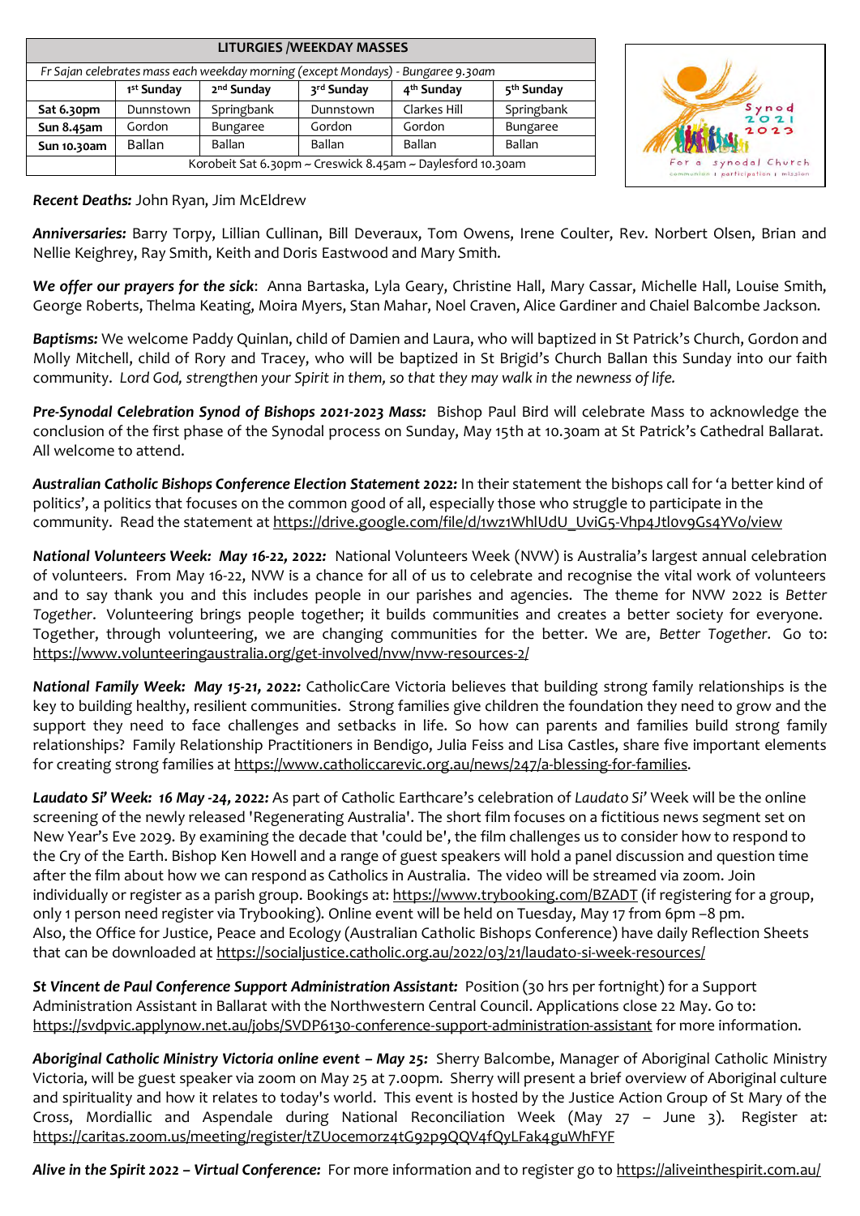| LITURGIES /WEEKDAY MASSES | | | | | |
|---|---|---|---|---|---|
| *Fr Sajan celebrates mass each weekday morning (except Mondays) - Bungaree 9.30am* | | | | | |
| | 1st Sunday | 2nd Sunday | 3rd Sunday | 4th Sunday | 5th Sunday |
| **Sat 6.30pm** | Dunnstown | Springbank | Dunnstown | Clarkes Hill | Springbank |
| **Sun 8.45am** | Gordon | Bungaree | Gordon | Gordon | Bungaree |
| **Sun 10.30am** | Ballan | Ballan | Ballan | Ballan | Ballan |
| | Korobeit Sat 6.30pm ~ Creswick 8.45am ~ Daylesford 10.30am | | | | |

***Recent Deaths:*** John Ryan, Jim McEldrew

***Anniversaries:*** Barry Torpy, Lillian Cullinan, Bill Deveraux, Tom Owens, Irene Coulter, Rev. Norbert Olsen, Brian and Nellie Keighrey, Ray Smith, Keith and Doris Eastwood and Mary Smith.

***We offer our prayers for the sick***: Anna Bartaska, Lyla Geary, Christine Hall, Mary Cassar, Michelle Hall, Louise Smith, George Roberts, Thelma Keating, Moira Myers, Stan Mahar, Noel Craven, Alice Gardiner and Chaiel Balcombe Jackson.

***Baptisms:*** We welcome Paddy Quinlan, child of Damien and Laura, who will baptized in St Patrick's Church, Gordon and Molly Mitchell, child of Rory and Tracey, who will be baptized in St Brigid's Church Ballan this Sunday into our faith community. *Lord God, strengthen your Spirit in them, so that they may walk in the newness of life.*

***Pre-Synodal Celebration Synod of Bishops 2021-2023 Mass:*** Bishop Paul Bird will celebrate Mass to acknowledge the conclusion of the first phase of the Synodal process on Sunday, May 15th at 10.30am at St Patrick's Cathedral Ballarat. All welcome to attend.

***Australian Catholic Bishops Conference Election Statement 2022:*** In their statement the bishops call for 'a better kind of politics', a politics that focuses on the common good of all, especially those who struggle to participate in the community. Read the statement at https://drive.google.com/file/d/1wz1WhlUdU_UviG5-Vhp4Jtl0v9Gs4YVo/view

***National Volunteers Week: May 16-22, 2022:*** National Volunteers Week (NVW) is Australia's largest annual celebration of volunteers. From May 16-22, NVW is a chance for all of us to celebrate and recognise the vital work of volunteers and to say thank you and this includes people in our parishes and agencies. The theme for NVW 2022 is *Better Together*. Volunteering brings people together; it builds communities and creates a better society for everyone. Together, through volunteering, we are changing communities for the better. We are, *Better Together.* Go to: https://www.volunteeringaustralia.org/get-involved/nvw/nvw-resources-2/

***National Family Week: May 15-21, 2022:*** CatholicCare Victoria believes that building strong family relationships is the key to building healthy, resilient communities. Strong families give children the foundation they need to grow and the support they need to face challenges and setbacks in life. So how can parents and families build strong family relationships? Family Relationship Practitioners in Bendigo, Julia Feiss and Lisa Castles, share five important elements for creating strong families at https://www.catholiccarevic.org.au/news/247/a-blessing-for-families.

***Laudato Si' Week: 16 May -24, 2022:*** As part of Catholic Earthcare's celebration of *Laudato Si'* Week will be the online screening of the newly released 'Regenerating Australia'. The short film focuses on a fictitious news segment set on New Year's Eve 2029. By examining the decade that 'could be', the film challenges us to consider how to respond to the Cry of the Earth. Bishop Ken Howell and a range of guest speakers will hold a panel discussion and question time after the film about how we can respond as Catholics in Australia. The video will be streamed via zoom. Join individually or register as a parish group. Bookings at: https://www.trybooking.com/BZADT (if registering for a group, only 1 person need register via Trybooking). Online event will be held on Tuesday, May 17 from 6pm –8 pm.
Also, the Office for Justice, Peace and Ecology (Australian Catholic Bishops Conference) have daily Reflection Sheets that can be downloaded at https://socialjustice.catholic.org.au/2022/03/21/laudato-si-week-resources/

***St Vincent de Paul Conference Support Administration Assistant:*** Position (30 hrs per fortnight) for a Support Administration Assistant in Ballarat with the Northwestern Central Council. Applications close 22 May. Go to: https://svdpvic.applynow.net.au/jobs/SVDP6130-conference-support-administration-assistant for more information.

***Aboriginal Catholic Ministry Victoria online event – May 25:*** Sherry Balcombe, Manager of Aboriginal Catholic Ministry Victoria, will be guest speaker via zoom on May 25 at 7.00pm. Sherry will present a brief overview of Aboriginal culture and spirituality and how it relates to today's world. This event is hosted by the Justice Action Group of St Mary of the Cross, Mordialloc and Aspendale during National Reconciliation Week (May 27 – June 3). Register at: https://caritas.zoom.us/meeting/register/tZUocemorz4tG92p9QQV4fQyLFak4guWhFYF

***Alive in the Spirit 2022 – Virtual Conference:*** For more information and to register go to https://aliveinthespirit.com.au/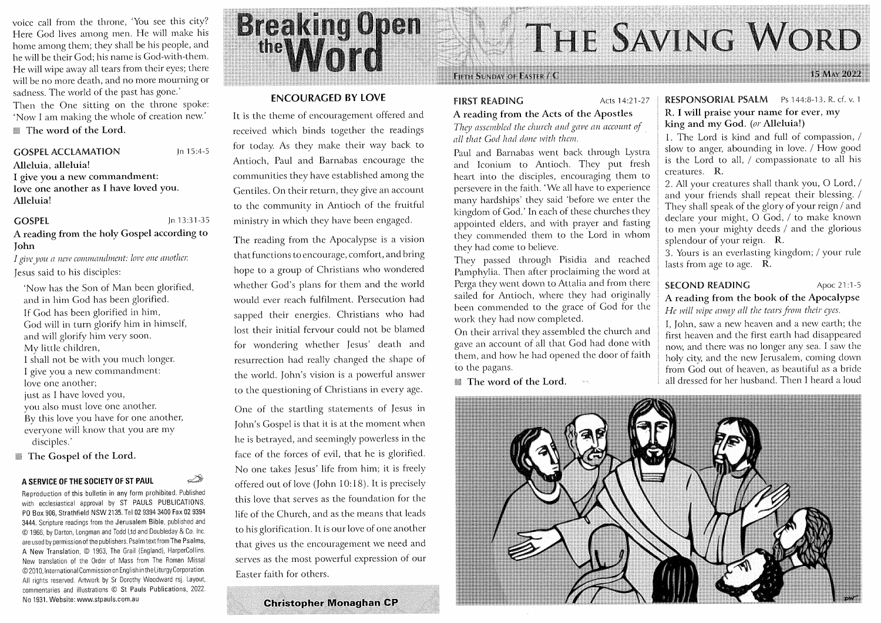voice call from the throne, 'You see this city? Here God lives among men. He will make his home among them; they shall be his people, and he will be their God; his name is God-with-them. He will wipe away all tears from their eyes; there will be no more death, and no more mourning or sadness. The world of the past has gone.'

Then the One sitting on the throne spoke: 'Now I am making the whole of creation new.'

**The word of the Lord.**

## GOSPEL ACCLAMATION

Jn 15:4-5

**Alleluia, alleluia!**
**I give you a new commandment:**
**love one another as I have loved you.**
**Alleluia!**

## GOSPEL

Jn 13:31-35

### A reading from the holy Gospel according to John

*I give you a new commandment: love one another.*

Jesus said to his disciples:

'Now has the Son of Man been glorified,
and in him God has been glorified.
If God has been glorified in him,
God will in turn glorify him in himself,
and will glorify him very soon.
My little children,
I shall not be with you much longer.
I give you a new commandment:
love one another;
just as I have loved you,
you also must love one another.
By this love you have for one another,
everyone will know that you are my disciples.'

**The Gospel of the Lord.**

**A SERVICE OF THE SOCIETY OF ST PAUL**

Reproduction of this bulletin in any form prohibited. Published with ecclesiastical approval by ST PAULS PUBLICATIONS, PO Box 906, Strathfield NSW 2135. Tel 02 9394 3400 Fax 02 9394 3444. Scripture readings from the Jerusalem Bible, published and © 1966, by Darton, Longman and Todd Ltd and Doubleday & Co. Inc. are used by permission of the publishers. Psalm text from The Psalms, A New Translation, © 1963, The Grail (England), HarperCollins. New translation of the Order of Mass from The Roman Missal © 2010, International Commission on English in the Liturgy Corporation. All rights reserved. Artwork by Sr Dorothy Woodward rsj. Layout, commentaries and illustrations © St Pauls Publications, 2022. No 1931. Website: www.stpauls.com.au

# Breaking Open the Word

# THE SAVING WORD

FIFTH SUNDAY OF EASTER / C

15 MAY 2022

## ENCOURAGED BY LOVE

It is the theme of encouragement offered and received which binds together the readings for today. As they make their way back to Antioch, Paul and Barnabas encourage the communities they have established among the Gentiles. On their return, they give an account to the community in Antioch of the fruitful ministry in which they have been engaged.

The reading from the Apocalypse is a vision that functions to encourage, comfort, and bring hope to a group of Christians who wondered whether God's plans for them and the world would ever reach fulfilment. Persecution had sapped their energies. Christians who had lost their initial fervour could not be blamed for wondering whether Jesus' death and resurrection had really changed the shape of the world. John's vision is a powerful answer to the questioning of Christians in every age.

One of the startling statements of Jesus in John's Gospel is that it is at the moment when he is betrayed, and seemingly powerless in the face of the forces of evil, that he is glorified. No one takes Jesus' life from him; it is freely offered out of love (John 10:18). It is precisely this love that serves as the foundation for the life of the Church, and as the means that leads to his glorification. It is our love of one another that gives us the encouragement we need and serves as the most powerful expression of our Easter faith for others.

**Christopher Monaghan CP**

## FIRST READING

Acts 14:21-27

### A reading from the Acts of the Apostles

*They assembled the church and gave an account of all that God had done with them.*

Paul and Barnabas went back through Lystra and Iconium to Antioch. They put fresh heart into the disciples, encouraging them to persevere in the faith. 'We all have to experience many hardships' they said 'before we enter the kingdom of God.' In each of these churches they appointed elders, and with prayer and fasting they commended them to the Lord in whom they had come to believe.

They passed through Pisidia and reached Pamphylia. Then after proclaiming the word at Perga they went down to Attalia and from there sailed for Antioch, where they had originally been commended to the grace of God for the work they had now completed.

On their arrival they assembled the church and gave an account of all that God had done with them, and how he had opened the door of faith to the pagans.

**The word of the Lord.**

## RESPONSORIAL PSALM

Ps 144:8-13. R. cf. v. 1

**R. I will praise your name for ever, my king and my God.** (*or* **Alleluia!**)

1. The Lord is kind and full of compassion, / slow to anger, abounding in love. / How good is the Lord to all, / compassionate to all his creatures. **R.**

2. All your creatures shall thank you, O Lord, / and your friends shall repeat their blessing. / They shall speak of the glory of your reign / and declare your might, O God, / to make known to men your mighty deeds / and the glorious splendour of your reign. **R.**

3. Yours is an everlasting kingdom; / your rule lasts from age to age. **R.**

## SECOND READING

Apoc 21:1-5

### A reading from the book of the Apocalypse

*He will wipe away all the tears from their eyes.*

I, John, saw a new heaven and a new earth; the first heaven and the first earth had disappeared now, and there was no longer any sea. I saw the holy city, and the new Jerusalem, coming down from God out of heaven, as beautiful as a bride all dressed for her husband. Then I heard a loud